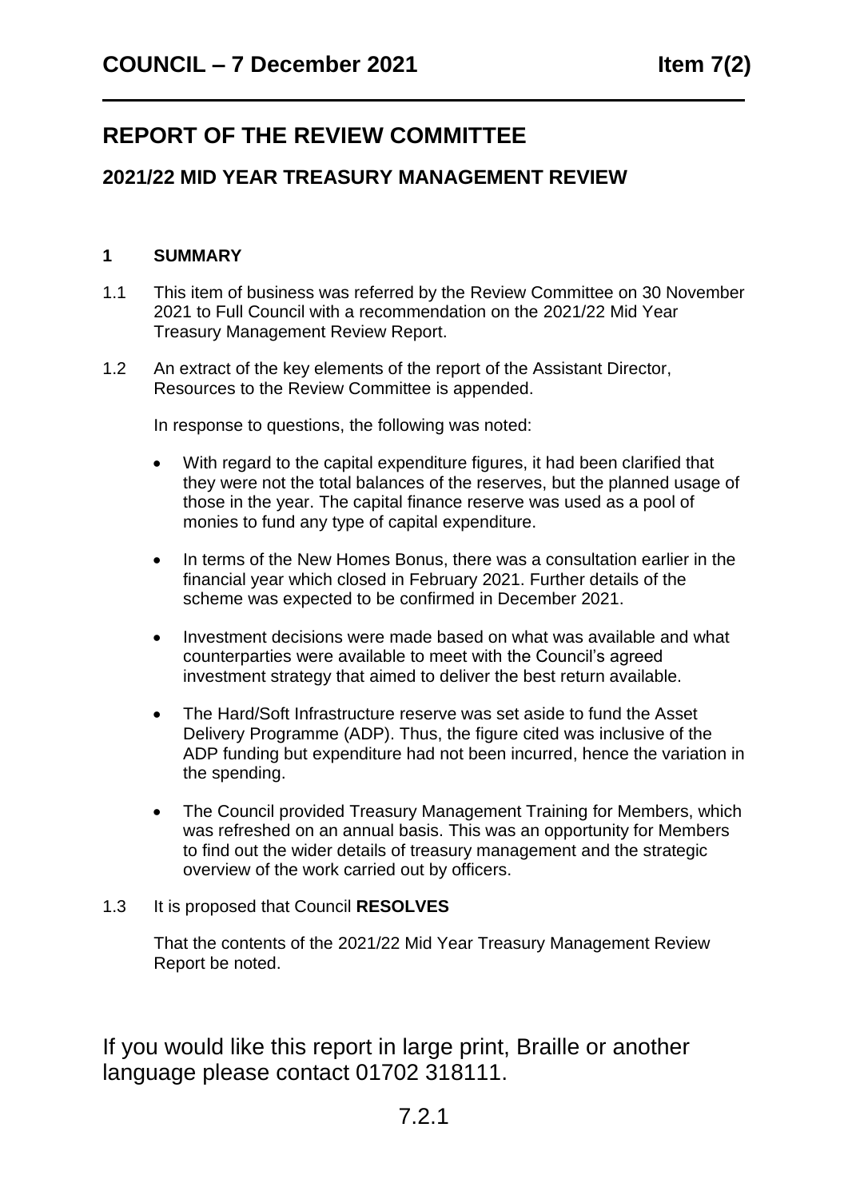**COUNCIL – 7 December 2021** **Item 7(2)**

# REPORT OF THE REVIEW COMMITTEE

## 2021/22 MID YEAR TREASURY MANAGEMENT REVIEW

### 1 SUMMARY

1.1 This item of business was referred by the Review Committee on 30 November 2021 to Full Council with a recommendation on the 2021/22 Mid Year Treasury Management Review Report.

1.2 An extract of the key elements of the report of the Assistant Director, Resources to the Review Committee is appended.

In response to questions, the following was noted:

- With regard to the capital expenditure figures, it had been clarified that they were not the total balances of the reserves, but the planned usage of those in the year. The capital finance reserve was used as a pool of monies to fund any type of capital expenditure.
- In terms of the New Homes Bonus, there was a consultation earlier in the financial year which closed in February 2021. Further details of the scheme was expected to be confirmed in December 2021.
- Investment decisions were made based on what was available and what counterparties were available to meet with the Council's agreed investment strategy that aimed to deliver the best return available.
- The Hard/Soft Infrastructure reserve was set aside to fund the Asset Delivery Programme (ADP). Thus, the figure cited was inclusive of the ADP funding but expenditure had not been incurred, hence the variation in the spending.
- The Council provided Treasury Management Training for Members, which was refreshed on an annual basis. This was an opportunity for Members to find out the wider details of treasury management and the strategic overview of the work carried out by officers.

1.3 It is proposed that Council **RESOLVES**

That the contents of the 2021/22 Mid Year Treasury Management Review Report be noted.

If you would like this report in large print, Braille or another language please contact 01702 318111.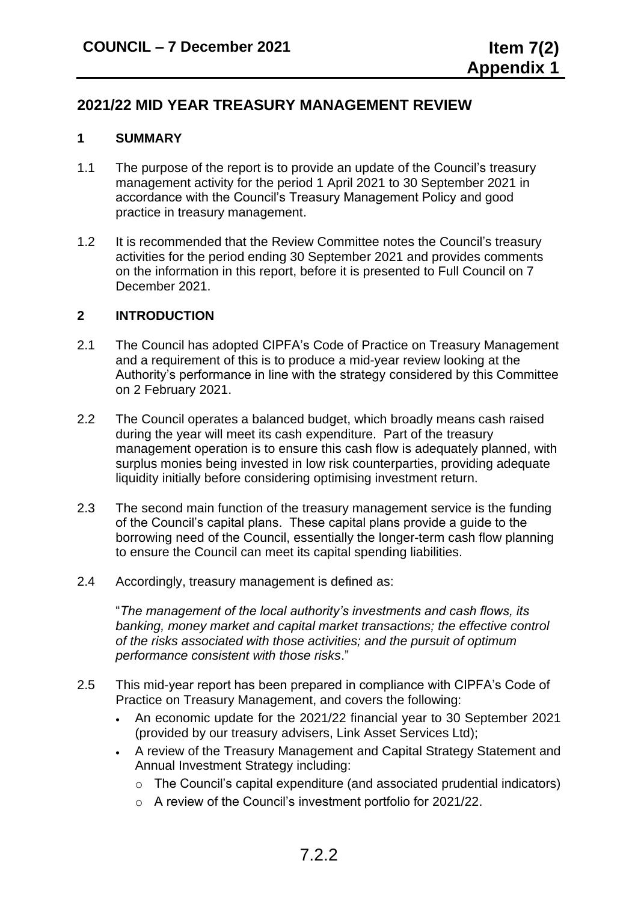# 2021/22 MID YEAR TREASURY MANAGEMENT REVIEW

## 1 SUMMARY

1.1 The purpose of the report is to provide an update of the Council's treasury management activity for the period 1 April 2021 to 30 September 2021 in accordance with the Council's Treasury Management Policy and good practice in treasury management.

1.2 It is recommended that the Review Committee notes the Council's treasury activities for the period ending 30 September 2021 and provides comments on the information in this report, before it is presented to Full Council on 7 December 2021.

## 2 INTRODUCTION

2.1 The Council has adopted CIPFA's Code of Practice on Treasury Management and a requirement of this is to produce a mid-year review looking at the Authority's performance in line with the strategy considered by this Committee on 2 February 2021.

2.2 The Council operates a balanced budget, which broadly means cash raised during the year will meet its cash expenditure. Part of the treasury management operation is to ensure this cash flow is adequately planned, with surplus monies being invested in low risk counterparties, providing adequate liquidity initially before considering optimising investment return.

2.3 The second main function of the treasury management service is the funding of the Council's capital plans. These capital plans provide a guide to the borrowing need of the Council, essentially the longer-term cash flow planning to ensure the Council can meet its capital spending liabilities.

2.4 Accordingly, treasury management is defined as:

"*The management of the local authority's investments and cash flows, its banking, money market and capital market transactions; the effective control of the risks associated with those activities; and the pursuit of optimum performance consistent with those risks*."

2.5 This mid-year report has been prepared in compliance with CIPFA's Code of Practice on Treasury Management, and covers the following:

- An economic update for the 2021/22 financial year to 30 September 2021 (provided by our treasury advisers, Link Asset Services Ltd);
- A review of the Treasury Management and Capital Strategy Statement and Annual Investment Strategy including:
  - The Council's capital expenditure (and associated prudential indicators)
  - A review of the Council's investment portfolio for 2021/22.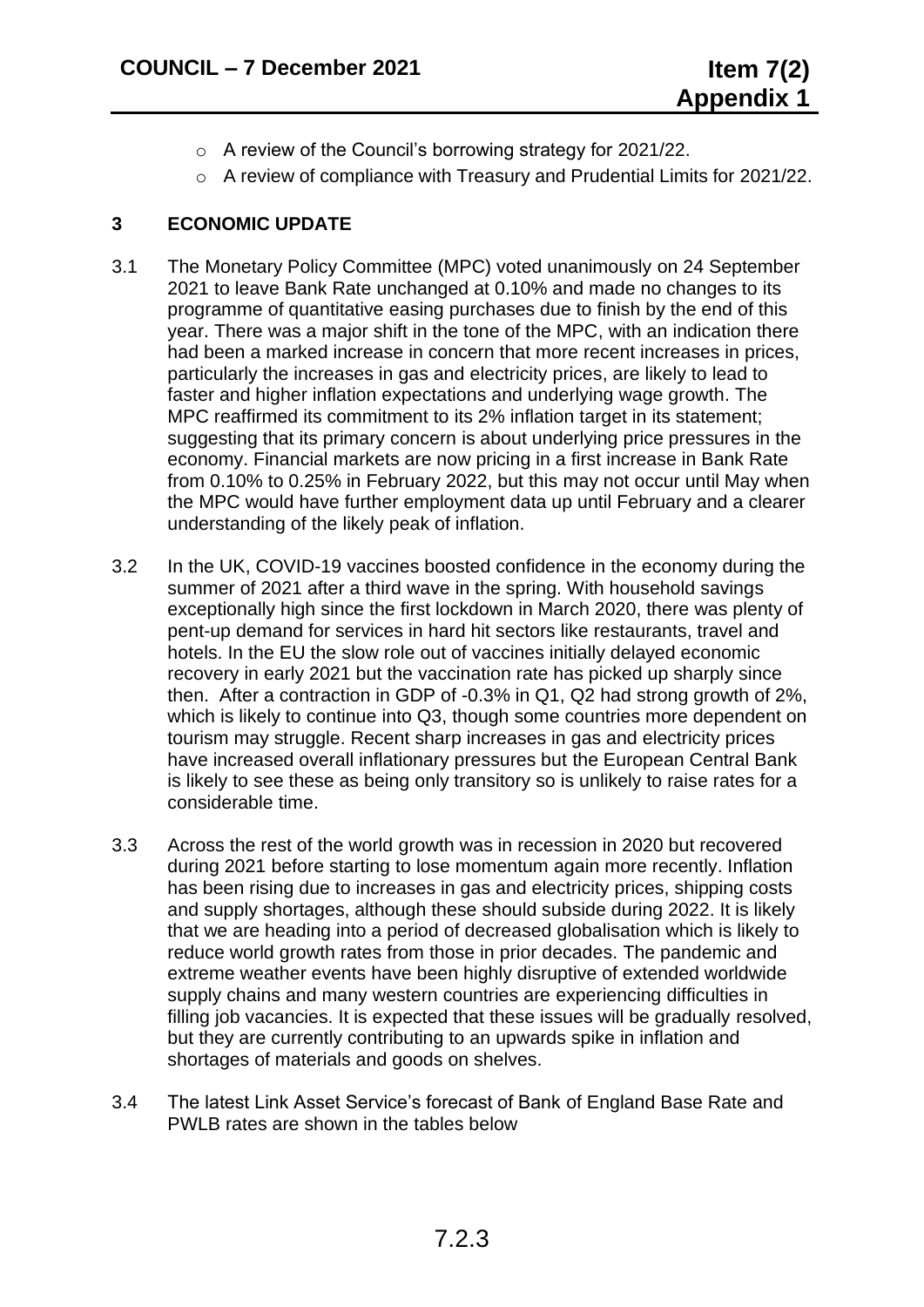- A review of the Council's borrowing strategy for 2021/22.
- A review of compliance with Treasury and Prudential Limits for 2021/22.

## 3 ECONOMIC UPDATE

3.1 The Monetary Policy Committee (MPC) voted unanimously on 24 September 2021 to leave Bank Rate unchanged at 0.10% and made no changes to its programme of quantitative easing purchases due to finish by the end of this year. There was a major shift in the tone of the MPC, with an indication there had been a marked increase in concern that more recent increases in prices, particularly the increases in gas and electricity prices, are likely to lead to faster and higher inflation expectations and underlying wage growth. The MPC reaffirmed its commitment to its 2% inflation target in its statement; suggesting that its primary concern is about underlying price pressures in the economy. Financial markets are now pricing in a first increase in Bank Rate from 0.10% to 0.25% in February 2022, but this may not occur until May when the MPC would have further employment data up until February and a clearer understanding of the likely peak of inflation.

3.2 In the UK, COVID-19 vaccines boosted confidence in the economy during the summer of 2021 after a third wave in the spring. With household savings exceptionally high since the first lockdown in March 2020, there was plenty of pent-up demand for services in hard hit sectors like restaurants, travel and hotels. In the EU the slow role out of vaccines initially delayed economic recovery in early 2021 but the vaccination rate has picked up sharply since then. After a contraction in GDP of -0.3% in Q1, Q2 had strong growth of 2%, which is likely to continue into Q3, though some countries more dependent on tourism may struggle. Recent sharp increases in gas and electricity prices have increased overall inflationary pressures but the European Central Bank is likely to see these as being only transitory so is unlikely to raise rates for a considerable time.

3.3 Across the rest of the world growth was in recession in 2020 but recovered during 2021 before starting to lose momentum again more recently. Inflation has been rising due to increases in gas and electricity prices, shipping costs and supply shortages, although these should subside during 2022. It is likely that we are heading into a period of decreased globalisation which is likely to reduce world growth rates from those in prior decades. The pandemic and extreme weather events have been highly disruptive of extended worldwide supply chains and many western countries are experiencing difficulties in filling job vacancies. It is expected that these issues will be gradually resolved, but they are currently contributing to an upwards spike in inflation and shortages of materials and goods on shelves.

3.4 The latest Link Asset Service's forecast of Bank of England Base Rate and PWLB rates are shown in the tables below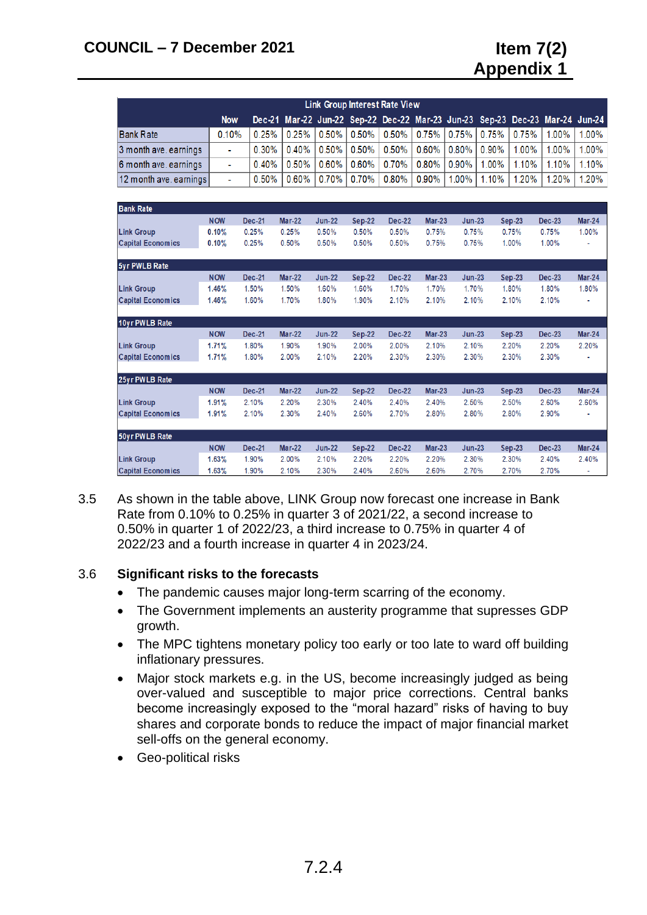| Link Group Interest Rate View | | | | | | | | | | | | |
|---|---|---|---|---|---|---|---|---|---|---|---|---|
| | Now | Dec-21 | Mar-22 | Jun-22 | Sep-22 | Dec-22 | Mar-23 | Jun-23 | Sep-23 | Dec-23 | Mar-24 | Jun-24 |
| Bank Rate | 0.10% | 0.25% | 0.25% | 0.50% | 0.50% | 0.50% | 0.75% | 0.75% | 0.75% | 0.75% | 1.00% | 1.00% |
| 3 month ave. earnings | - | 0.30% | 0.40% | 0.50% | 0.50% | 0.50% | 0.60% | 0.80% | 0.90% | 1.00% | 1.00% | 1.00% |
| 6 month ave. earnings | - | 0.40% | 0.50% | 0.60% | 0.60% | 0.70% | 0.80% | 0.90% | 1.00% | 1.10% | 1.10% | 1.10% |
| 12 month ave. earnings | - | 0.50% | 0.60% | 0.70% | 0.70% | 0.80% | 0.90% | 1.00% | 1.10% | 1.20% | 1.20% | 1.20% |

| Bank Rate | NOW | Dec-21 | Mar-22 | Jun-22 | Sep-22 | Dec-22 | Mar-23 | Jun-23 | Sep-23 | Dec-23 | Mar-24 |
|---|---|---|---|---|---|---|---|---|---|---|---|
| Link Group | 0.10% | 0.25% | 0.25% | 0.50% | 0.50% | 0.50% | 0.75% | 0.75% | 0.75% | 0.75% | 1.00% |
| Capital Economics | 0.10% | 0.25% | 0.50% | 0.50% | 0.50% | 0.50% | 0.75% | 0.75% | 1.00% | 1.00% | - |

| 5yr PWLB Rate | NOW | Dec-21 | Mar-22 | Jun-22 | Sep-22 | Dec-22 | Mar-23 | Jun-23 | Sep-23 | Dec-23 | Mar-24 |
|---|---|---|---|---|---|---|---|---|---|---|---|
| Link Group | 1.46% | 1.50% | 1.50% | 1.60% | 1.60% | 1.70% | 1.70% | 1.70% | 1.80% | 1.80% | 1.80% |
| Capital Economics | 1.46% | 1.60% | 1.70% | 1.80% | 1.90% | 2.10% | 2.10% | 2.10% | 2.10% | 2.10% | - |

| 10yr PWLB Rate | NOW | Dec-21 | Mar-22 | Jun-22 | Sep-22 | Dec-22 | Mar-23 | Jun-23 | Sep-23 | Dec-23 | Mar-24 |
|---|---|---|---|---|---|---|---|---|---|---|---|
| Link Group | 1.71% | 1.80% | 1.90% | 1.90% | 2.00% | 2.00% | 2.10% | 2.10% | 2.20% | 2.20% | 2.20% |
| Capital Economics | 1.71% | 1.80% | 2.00% | 2.10% | 2.20% | 2.30% | 2.30% | 2.30% | 2.30% | 2.30% | - |

| 25yr PWLB Rate | NOW | Dec-21 | Mar-22 | Jun-22 | Sep-22 | Dec-22 | Mar-23 | Jun-23 | Sep-23 | Dec-23 | Mar-24 |
|---|---|---|---|---|---|---|---|---|---|---|---|
| Link Group | 1.91% | 2.10% | 2.20% | 2.30% | 2.40% | 2.40% | 2.40% | 2.50% | 2.50% | 2.60% | 2.60% |
| Capital Economics | 1.91% | 2.10% | 2.30% | 2.40% | 2.60% | 2.70% | 2.80% | 2.80% | 2.80% | 2.90% | - |

| 50yr PWLB Rate | NOW | Dec-21 | Mar-22 | Jun-22 | Sep-22 | Dec-22 | Mar-23 | Jun-23 | Sep-23 | Dec-23 | Mar-24 |
|---|---|---|---|---|---|---|---|---|---|---|---|
| Link Group | 1.63% | 1.90% | 2.00% | 2.10% | 2.20% | 2.20% | 2.20% | 2.30% | 2.30% | 2.40% | 2.40% |
| Capital Economics | 1.63% | 1.90% | 2.10% | 2.30% | 2.40% | 2.60% | 2.60% | 2.70% | 2.70% | 2.70% | - |

3.5 As shown in the table above, LINK Group now forecast one increase in Bank Rate from 0.10% to 0.25% in quarter 3 of 2021/22, a second increase to 0.50% in quarter 1 of 2022/23, a third increase to 0.75% in quarter 4 of 2022/23 and a fourth increase in quarter 4 in 2023/24.

### 3.6 Significant risks to the forecasts

- The pandemic causes major long-term scarring of the economy.
- The Government implements an austerity programme that supresses GDP growth.
- The MPC tightens monetary policy too early or too late to ward off building inflationary pressures.
- Major stock markets e.g. in the US, become increasingly judged as being over-valued and susceptible to major price corrections. Central banks become increasingly exposed to the "moral hazard" risks of having to buy shares and corporate bonds to reduce the impact of major financial market sell-offs on the general economy.
- Geo-political risks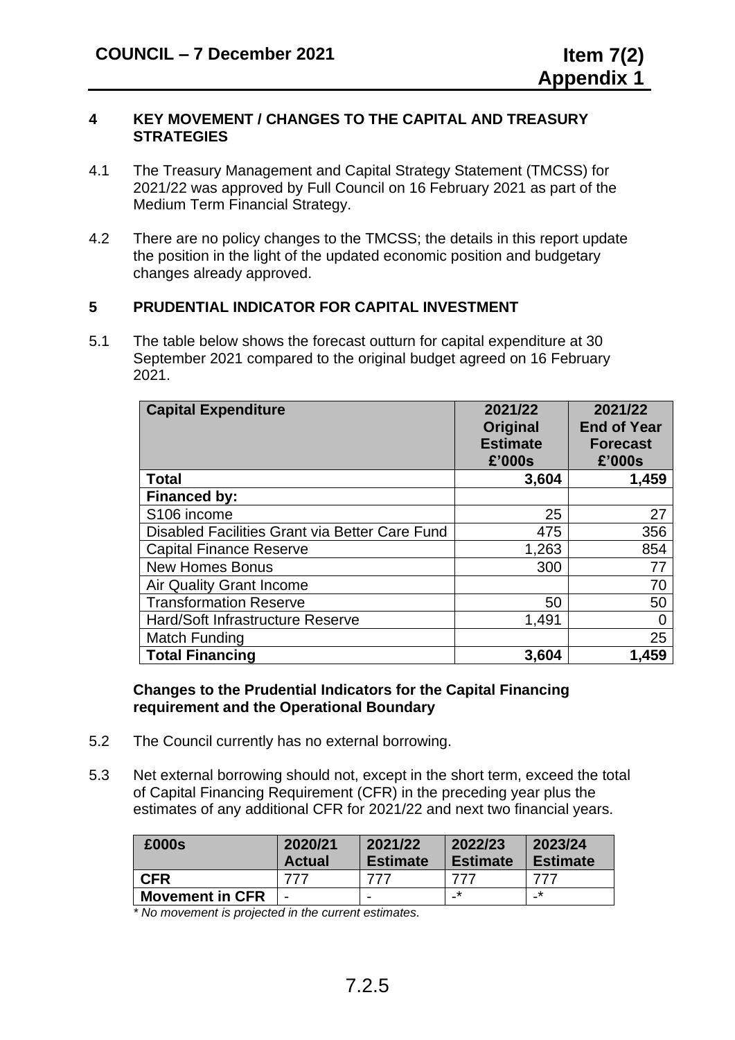## 4 KEY MOVEMENT / CHANGES TO THE CAPITAL AND TREASURY STRATEGIES

4.1 The Treasury Management and Capital Strategy Statement (TMCSS) for 2021/22 was approved by Full Council on 16 February 2021 as part of the Medium Term Financial Strategy.

4.2 There are no policy changes to the TMCSS; the details in this report update the position in the light of the updated economic position and budgetary changes already approved.

## 5 PRUDENTIAL INDICATOR FOR CAPITAL INVESTMENT

5.1 The table below shows the forecast outturn for capital expenditure at 30 September 2021 compared to the original budget agreed on 16 February 2021.

| Capital Expenditure | 2021/22 Original Estimate £'000s | 2021/22 End of Year Forecast £'000s |
|---|---|---|
| **Total** | **3,604** | **1,459** |
| **Financed by:** | | |
| S106 income | 25 | 27 |
| Disabled Facilities Grant via Better Care Fund | 475 | 356 |
| Capital Finance Reserve | 1,263 | 854 |
| New Homes Bonus | 300 | 77 |
| Air Quality Grant Income | | 70 |
| Transformation Reserve | 50 | 50 |
| Hard/Soft Infrastructure Reserve | 1,491 | 0 |
| Match Funding | | 25 |
| **Total Financing** | **3,604** | **1,459** |

**Changes to the Prudential Indicators for the Capital Financing requirement and the Operational Boundary**

5.2 The Council currently has no external borrowing.

5.3 Net external borrowing should not, except in the short term, exceed the total of Capital Financing Requirement (CFR) in the preceding year plus the estimates of any additional CFR for 2021/22 and next two financial years.

| £000s | 2020/21 Actual | 2021/22 Estimate | 2022/23 Estimate | 2023/24 Estimate |
|---|---|---|---|---|
| **CFR** | 777 | 777 | 777 | 777 |
| **Movement in CFR** | - | - | -* | -* |

*\* No movement is projected in the current estimates.*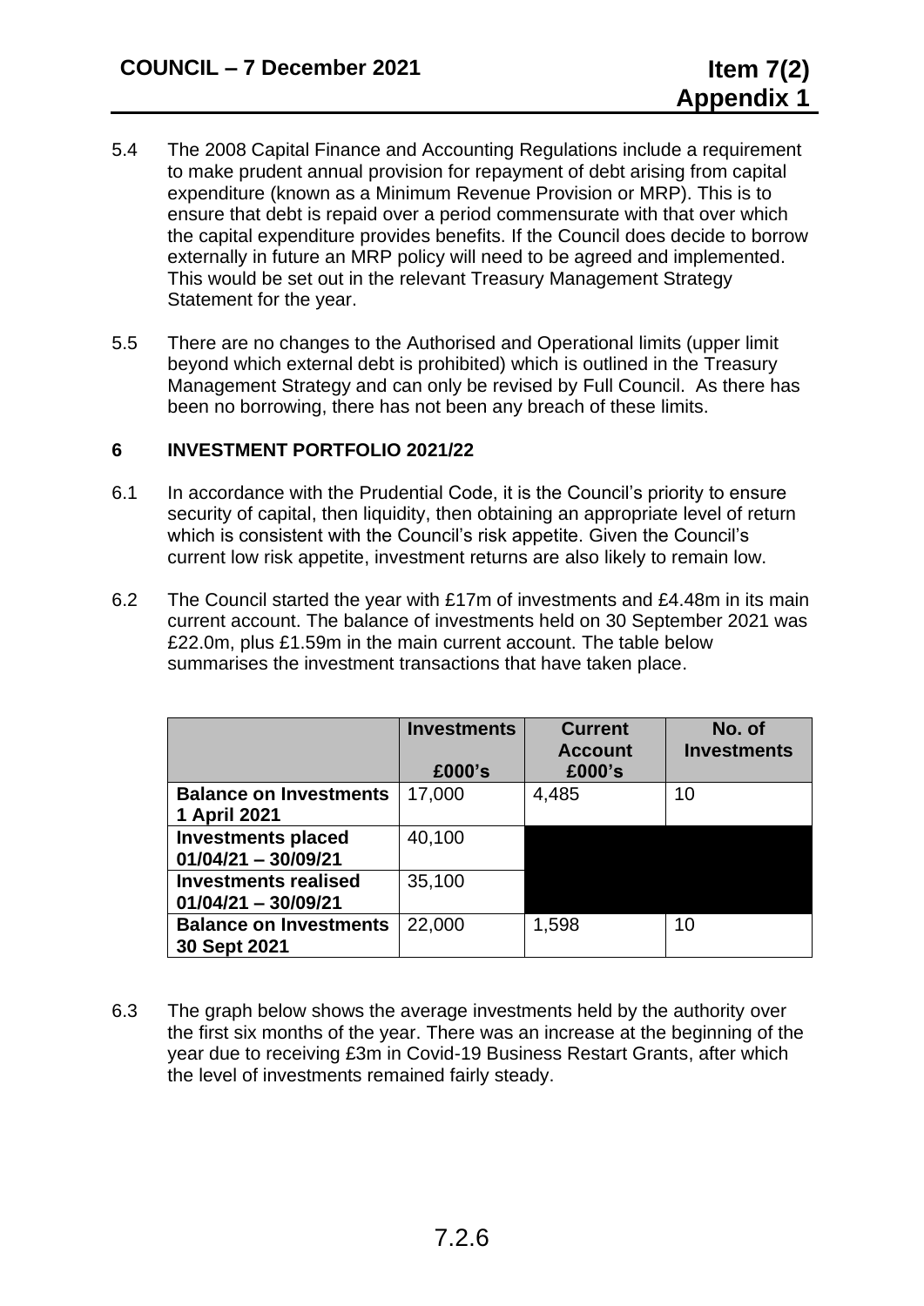5.4 The 2008 Capital Finance and Accounting Regulations include a requirement to make prudent annual provision for repayment of debt arising from capital expenditure (known as a Minimum Revenue Provision or MRP). This is to ensure that debt is repaid over a period commensurate with that over which the capital expenditure provides benefits. If the Council does decide to borrow externally in future an MRP policy will need to be agreed and implemented. This would be set out in the relevant Treasury Management Strategy Statement for the year.

5.5 There are no changes to the Authorised and Operational limits (upper limit beyond which external debt is prohibited) which is outlined in the Treasury Management Strategy and can only be revised by Full Council. As there has been no borrowing, there has not been any breach of these limits.

## 6 INVESTMENT PORTFOLIO 2021/22

6.1 In accordance with the Prudential Code, it is the Council's priority to ensure security of capital, then liquidity, then obtaining an appropriate level of return which is consistent with the Council's risk appetite. Given the Council's current low risk appetite, investment returns are also likely to remain low.

6.2 The Council started the year with £17m of investments and £4.48m in its main current account. The balance of investments held on 30 September 2021 was £22.0m, plus £1.59m in the main current account. The table below summarises the investment transactions that have taken place.

| | Investments £000's | Current Account £000's | No. of Investments |
|---|---|---|---|
| **Balance on Investments 1 April 2021** | 17,000 | 4,485 | 10 |
| **Investments placed 01/04/21 – 30/09/21** | 40,100 | | |
| **Investments realised 01/04/21 – 30/09/21** | 35,100 | | |
| **Balance on Investments 30 Sept 2021** | 22,000 | 1,598 | 10 |

6.3 The graph below shows the average investments held by the authority over the first six months of the year. There was an increase at the beginning of the year due to receiving £3m in Covid-19 Business Restart Grants, after which the level of investments remained fairly steady.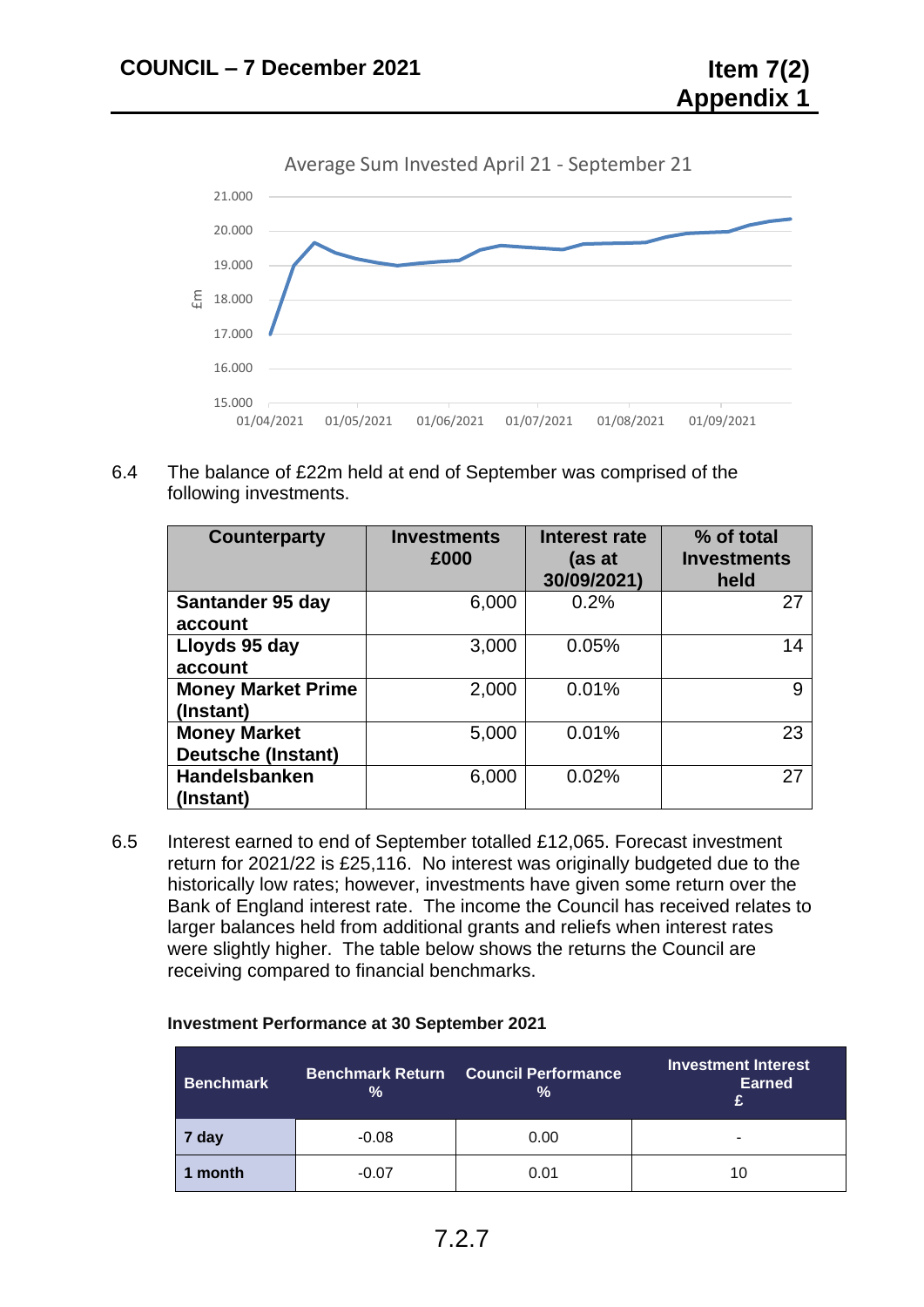Average Sum Invested April 21 - September 21

6.4 The balance of £22m held at end of September was comprised of the following investments.

| Counterparty | Investments £000 | Interest rate (as at 30/09/2021) | % of total Investments held |
|---|---|---|---|
| **Santander 95 day account** | 6,000 | 0.2% | 27 |
| **Lloyds 95 day account** | 3,000 | 0.05% | 14 |
| **Money Market Prime (Instant)** | 2,000 | 0.01% | 9 |
| **Money Market Deutsche (Instant)** | 5,000 | 0.01% | 23 |
| **Handelsbanken (Instant)** | 6,000 | 0.02% | 27 |

6.5 Interest earned to end of September totalled £12,065. Forecast investment return for 2021/22 is £25,116. No interest was originally budgeted due to the historically low rates; however, investments have given some return over the Bank of England interest rate. The income the Council has received relates to larger balances held from additional grants and reliefs when interest rates were slightly higher. The table below shows the returns the Council are receiving compared to financial benchmarks.

**Investment Performance at 30 September 2021**

| Benchmark | Benchmark Return % | Council Performance % | Investment Interest Earned £ |
|---|---|---|---|
| **7 day** | -0.08 | 0.00 | - |
| **1 month** | -0.07 | 0.01 | 10 |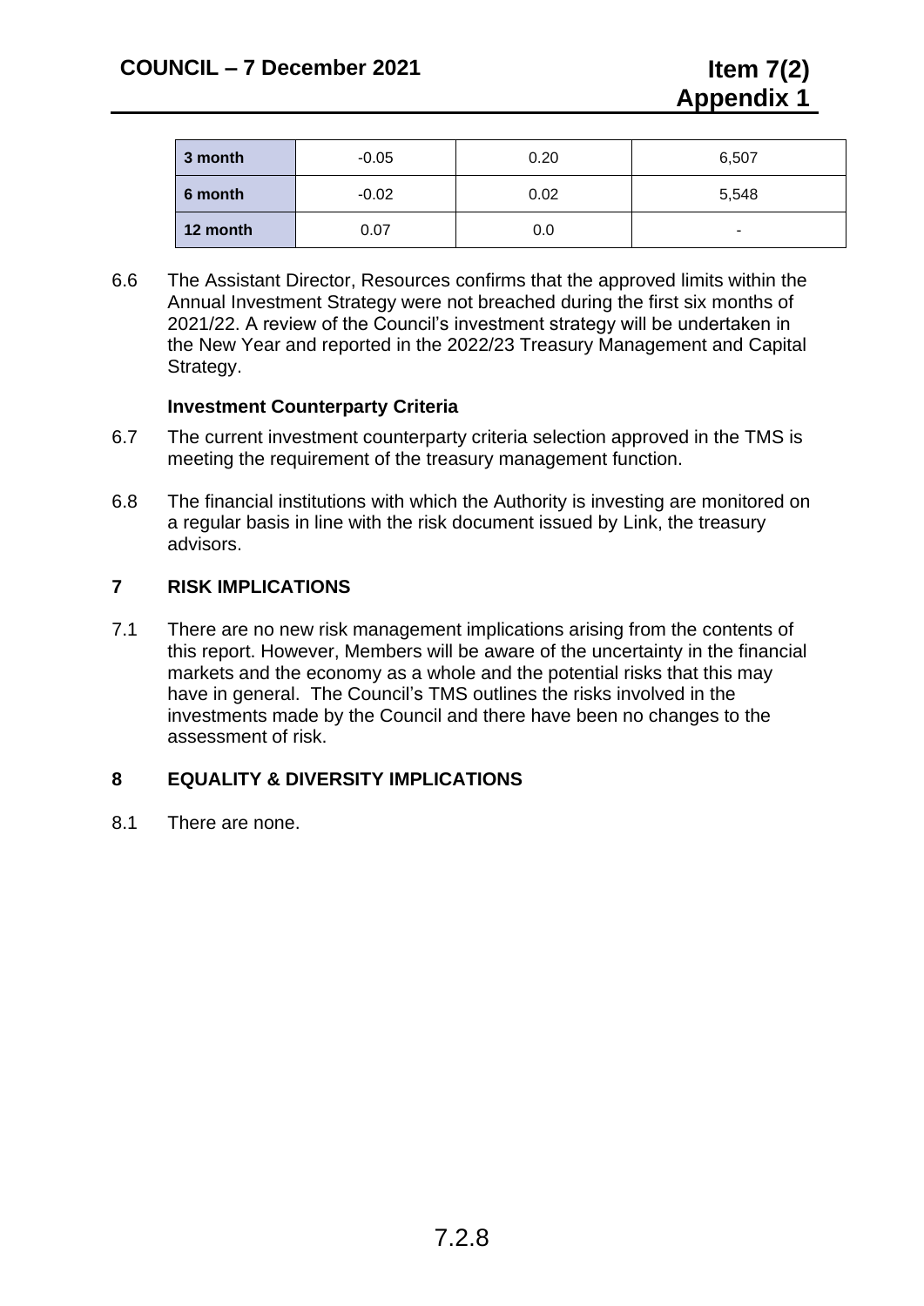| | | | |
|---|---|---|---|
| **3 month** | -0.05 | 0.20 | 6,507 |
| **6 month** | -0.02 | 0.02 | 5,548 |
| **12 month** | 0.07 | 0.0 | - |

6.6 The Assistant Director, Resources confirms that the approved limits within the Annual Investment Strategy were not breached during the first six months of 2021/22. A review of the Council's investment strategy will be undertaken in the New Year and reported in the 2022/23 Treasury Management and Capital Strategy.

**Investment Counterparty Criteria**

6.7 The current investment counterparty criteria selection approved in the TMS is meeting the requirement of the treasury management function.

6.8 The financial institutions with which the Authority is investing are monitored on a regular basis in line with the risk document issued by Link, the treasury advisors.

## 7 RISK IMPLICATIONS

7.1 There are no new risk management implications arising from the contents of this report. However, Members will be aware of the uncertainty in the financial markets and the economy as a whole and the potential risks that this may have in general. The Council's TMS outlines the risks involved in the investments made by the Council and there have been no changes to the assessment of risk.

## 8 EQUALITY & DIVERSITY IMPLICATIONS

8.1 There are none.